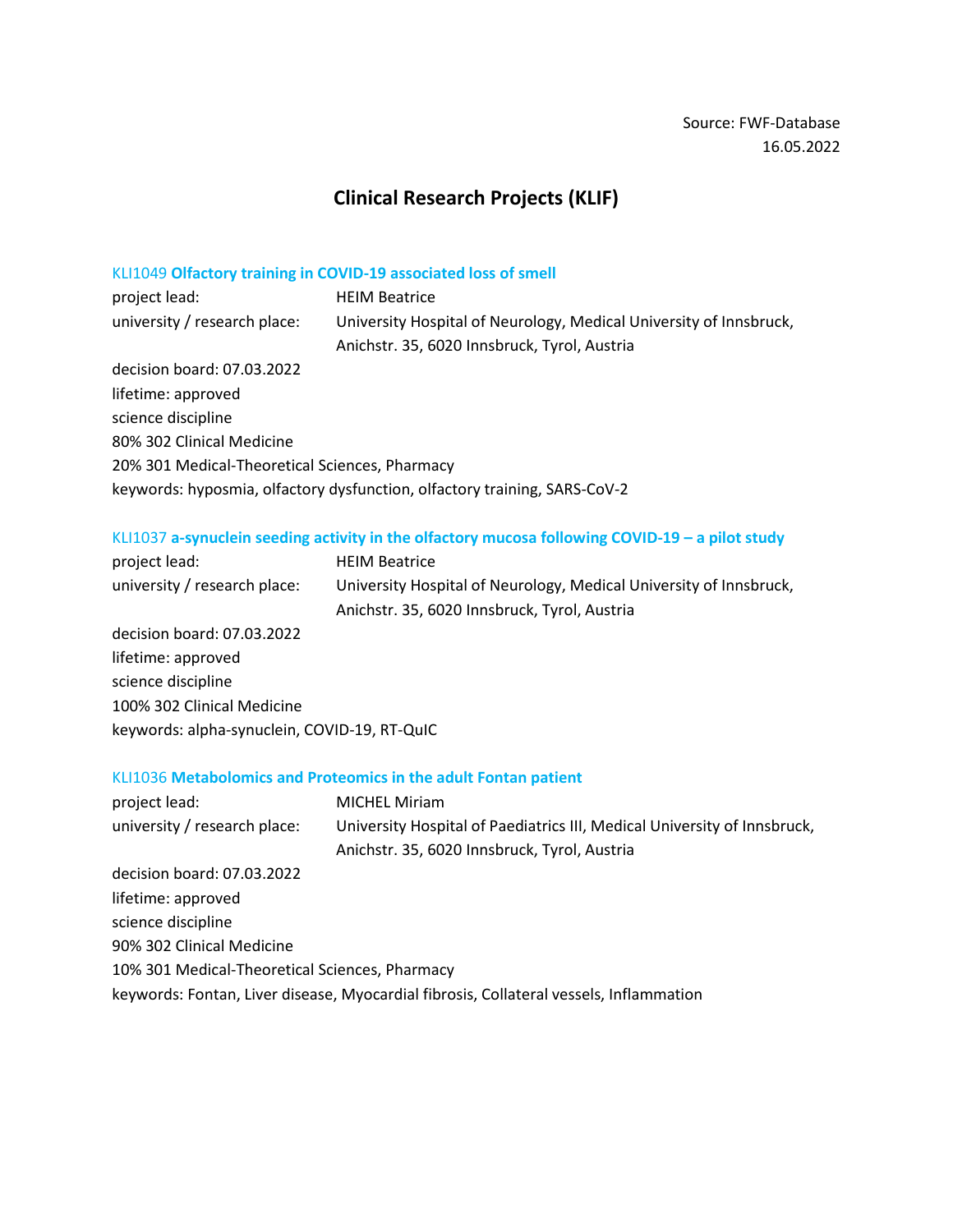Source: FWF-Database
16.05.2022

# Clinical Research Projects (KLIF)

### KLI1049 **Olfactory training in COVID-19 associated loss of smell**

project lead: HEIM Beatrice
university / research place: University Hospital of Neurology, Medical University of Innsbruck, Anichstr. 35, 6020 Innsbruck, Tyrol, Austria
decision board: 07.03.2022
lifetime: approved
science discipline
80% 302 Clinical Medicine
20% 301 Medical-Theoretical Sciences, Pharmacy
keywords: hyposmia, olfactory dysfunction, olfactory training, SARS-CoV-2

### KLI1037 **a-synuclein seeding activity in the olfactory mucosa following COVID-19 – a pilot study**

project lead: HEIM Beatrice
university / research place: University Hospital of Neurology, Medical University of Innsbruck, Anichstr. 35, 6020 Innsbruck, Tyrol, Austria
decision board: 07.03.2022
lifetime: approved
science discipline
100% 302 Clinical Medicine
keywords: alpha-synuclein, COVID-19, RT-QuIC

### KLI1036 **Metabolomics and Proteomics in the adult Fontan patient**

project lead: MICHEL Miriam
university / research place: University Hospital of Paediatrics III, Medical University of Innsbruck, Anichstr. 35, 6020 Innsbruck, Tyrol, Austria
decision board: 07.03.2022
lifetime: approved
science discipline
90% 302 Clinical Medicine
10% 301 Medical-Theoretical Sciences, Pharmacy
keywords: Fontan, Liver disease, Myocardial fibrosis, Collateral vessels, Inflammation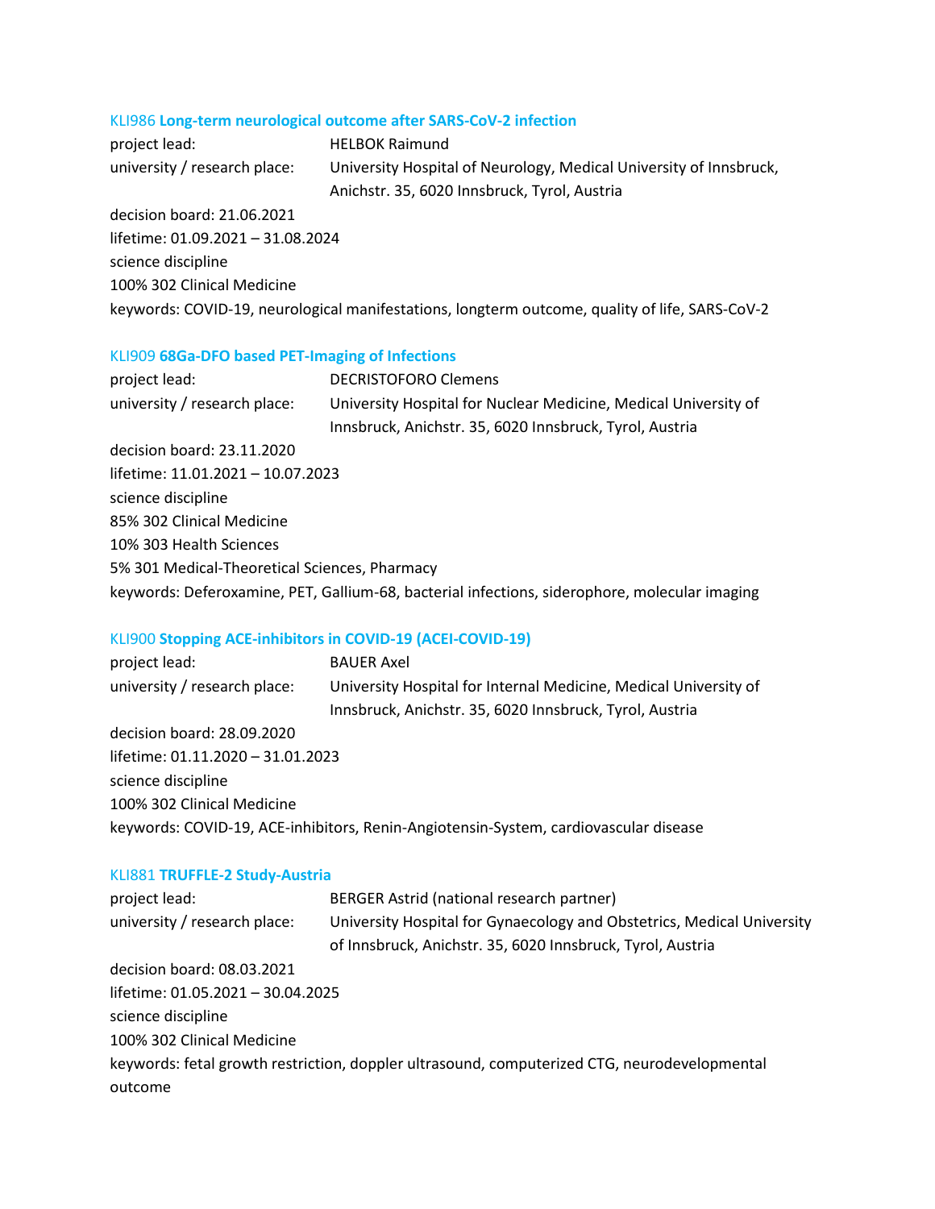### KLI986 **Long-term neurological outcome after SARS-CoV-2 infection**

project lead: HELBOK Raimund
university / research place: University Hospital of Neurology, Medical University of Innsbruck, Anichstr. 35, 6020 Innsbruck, Tyrol, Austria
decision board: 21.06.2021
lifetime: 01.09.2021 – 31.08.2024
science discipline
100% 302 Clinical Medicine
keywords: COVID-19, neurological manifestations, longterm outcome, quality of life, SARS-CoV-2

### KLI909 **68Ga-DFO based PET-Imaging of Infections**

project lead: DECRISTOFORO Clemens
university / research place: University Hospital for Nuclear Medicine, Medical University of Innsbruck, Anichstr. 35, 6020 Innsbruck, Tyrol, Austria
decision board: 23.11.2020
lifetime: 11.01.2021 – 10.07.2023
science discipline
85% 302 Clinical Medicine
10% 303 Health Sciences
5% 301 Medical-Theoretical Sciences, Pharmacy
keywords: Deferoxamine, PET, Gallium-68, bacterial infections, siderophore, molecular imaging

### KLI900 **Stopping ACE-inhibitors in COVID-19 (ACEI-COVID-19)**

project lead: BAUER Axel
university / research place: University Hospital for Internal Medicine, Medical University of Innsbruck, Anichstr. 35, 6020 Innsbruck, Tyrol, Austria
decision board: 28.09.2020
lifetime: 01.11.2020 – 31.01.2023
science discipline
100% 302 Clinical Medicine
keywords: COVID-19, ACE-inhibitors, Renin-Angiotensin-System, cardiovascular disease

### KLI881 **TRUFFLE-2 Study-Austria**

project lead: BERGER Astrid (national research partner)
university / research place: University Hospital for Gynaecology and Obstetrics, Medical University of Innsbruck, Anichstr. 35, 6020 Innsbruck, Tyrol, Austria
decision board: 08.03.2021
lifetime: 01.05.2021 – 30.04.2025
science discipline
100% 302 Clinical Medicine
keywords: fetal growth restriction, doppler ultrasound, computerized CTG, neurodevelopmental outcome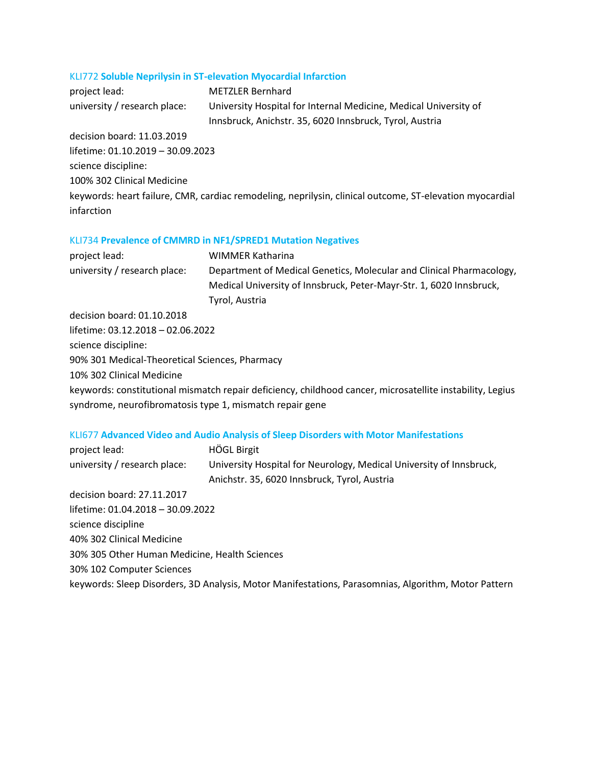### KLI772 **Soluble Neprilysin in ST-elevation Myocardial Infarction**

project lead: METZLER Bernhard
university / research place: University Hospital for Internal Medicine, Medical University of Innsbruck, Anichstr. 35, 6020 Innsbruck, Tyrol, Austria

decision board: 11.03.2019
lifetime: 01.10.2019 – 30.09.2023
science discipline:
100% 302 Clinical Medicine
keywords: heart failure, CMR, cardiac remodeling, neprilysin, clinical outcome, ST-elevation myocardial infarction

### KLI734 **Prevalence of CMMRD in NF1/SPRED1 Mutation Negatives**

project lead: WIMMER Katharina
university / research place: Department of Medical Genetics, Molecular and Clinical Pharmacology, Medical University of Innsbruck, Peter-Mayr-Str. 1, 6020 Innsbruck, Tyrol, Austria

decision board: 01.10.2018
lifetime: 03.12.2018 – 02.06.2022
science discipline:
90% 301 Medical-Theoretical Sciences, Pharmacy
10% 302 Clinical Medicine
keywords: constitutional mismatch repair deficiency, childhood cancer, microsatellite instability, Legius syndrome, neurofibromatosis type 1, mismatch repair gene

### KLI677 **Advanced Video and Audio Analysis of Sleep Disorders with Motor Manifestations**

project lead: HÖGL Birgit
university / research place: University Hospital for Neurology, Medical University of Innsbruck, Anichstr. 35, 6020 Innsbruck, Tyrol, Austria

decision board: 27.11.2017
lifetime: 01.04.2018 – 30.09.2022
science discipline
40% 302 Clinical Medicine
30% 305 Other Human Medicine, Health Sciences
30% 102 Computer Sciences
keywords: Sleep Disorders, 3D Analysis, Motor Manifestations, Parasomnias, Algorithm, Motor Pattern